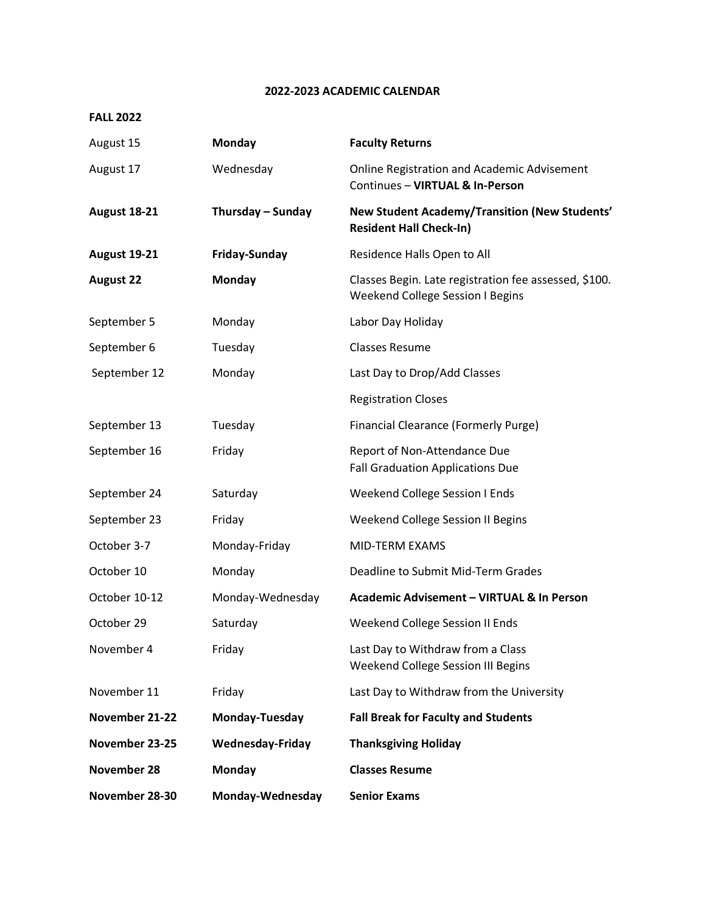# 2022-2023 ACADEMIC CALENDAR

## FALL 2022

| | | |
|---|---|---|
| August 15 | **Monday** | **Faculty Returns** |
| August 17 | Wednesday | Online Registration and Academic Advisement Continues – **VIRTUAL & In-Person** |
| **August 18-21** | **Thursday – Sunday** | **New Student Academy/Transition (New Students' Resident Hall Check-In)** |
| **August 19-21** | **Friday-Sunday** | Residence Halls Open to All |
| **August 22** | **Monday** | Classes Begin. Late registration fee assessed, $100. Weekend College Session I Begins |
| September 5 | Monday | Labor Day Holiday |
| September 6 | Tuesday | Classes Resume |
| September 12 | Monday | Last Day to Drop/Add Classes |
| | | Registration Closes |
| September 13 | Tuesday | Financial Clearance (Formerly Purge) |
| September 16 | Friday | Report of Non-Attendance Due<br>Fall Graduation Applications Due |
| September 24 | Saturday | Weekend College Session I Ends |
| September 23 | Friday | Weekend College Session II Begins |
| October 3-7 | Monday-Friday | MID-TERM EXAMS |
| October 10 | Monday | Deadline to Submit Mid-Term Grades |
| October 10-12 | Monday-Wednesday | **Academic Advisement – VIRTUAL & In Person** |
| October 29 | Saturday | Weekend College Session II Ends |
| November 4 | Friday | Last Day to Withdraw from a Class<br>Weekend College Session III Begins |
| November 11 | Friday | Last Day to Withdraw from the University |
| **November 21-22** | **Monday-Tuesday** | **Fall Break for Faculty and Students** |
| **November 23-25** | **Wednesday-Friday** | **Thanksgiving Holiday** |
| **November 28** | **Monday** | **Classes Resume** |
| **November 28-30** | **Monday-Wednesday** | **Senior Exams** |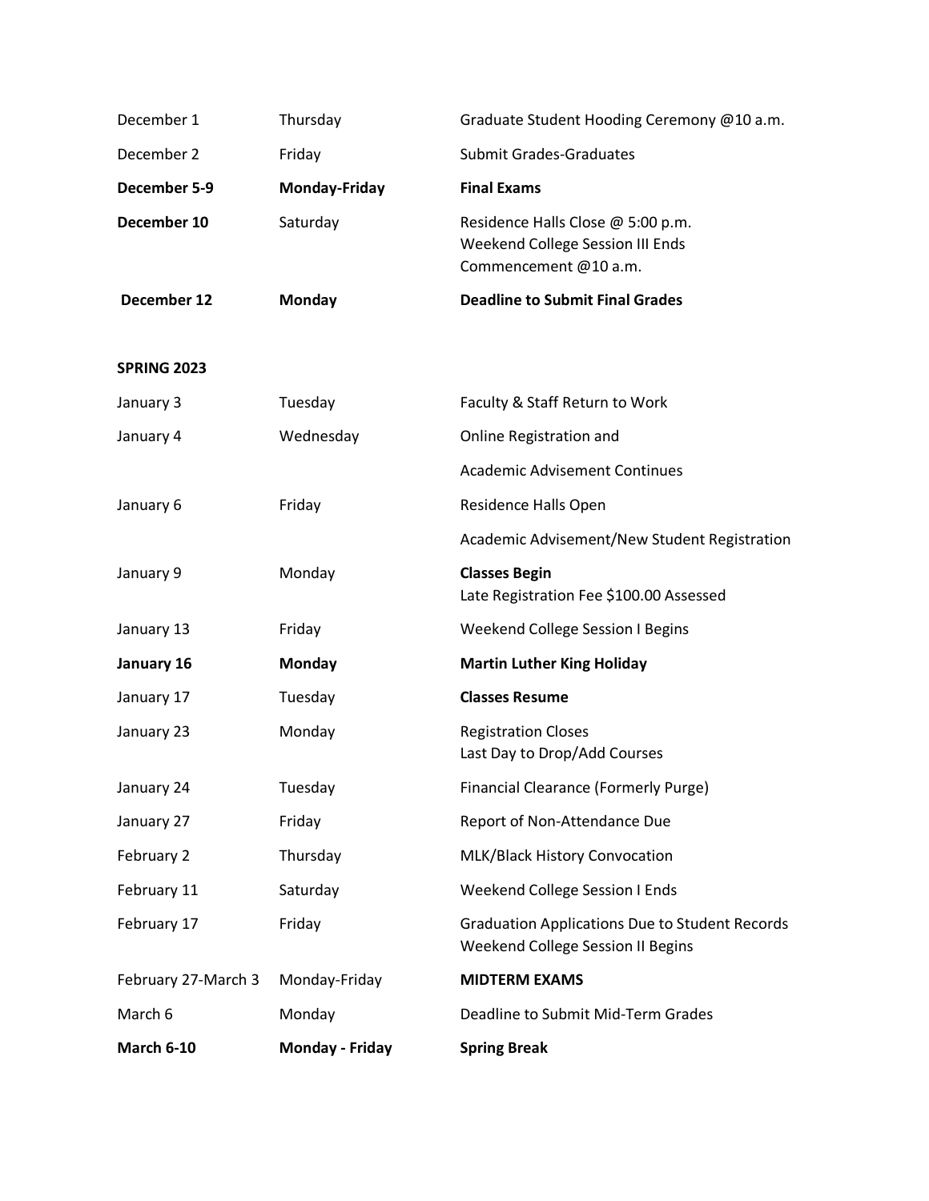| | | |
|---|---|---|
| December 1 | Thursday | Graduate Student Hooding Ceremony @10 a.m. |
| December 2 | Friday | Submit Grades-Graduates |
| **December 5-9** | **Monday-Friday** | **Final Exams** |
| **December 10** | Saturday | Residence Halls Close @ 5:00 p.m.<br>Weekend College Session III Ends<br>Commencement @10 a.m. |
| **December 12** | **Monday** | **Deadline to Submit Final Grades** |

**SPRING 2023**

| | | |
|---|---|---|
| January 3 | Tuesday | Faculty & Staff Return to Work |
| January 4 | Wednesday | Online Registration and |
| | | Academic Advisement Continues |
| January 6 | Friday | Residence Halls Open |
| | | Academic Advisement/New Student Registration |
| January 9 | Monday | **Classes Begin**<br>Late Registration Fee $100.00 Assessed |
| January 13 | Friday | Weekend College Session I Begins |
| **January 16** | **Monday** | **Martin Luther King Holiday** |
| January 17 | Tuesday | **Classes Resume** |
| January 23 | Monday | Registration Closes<br>Last Day to Drop/Add Courses |
| January 24 | Tuesday | Financial Clearance (Formerly Purge) |
| January 27 | Friday | Report of Non-Attendance Due |
| February 2 | Thursday | MLK/Black History Convocation |
| February 11 | Saturday | Weekend College Session I Ends |
| February 17 | Friday | Graduation Applications Due to Student Records<br>Weekend College Session II Begins |
| February 27-March 3 | Monday-Friday | **MIDTERM EXAMS** |
| March 6 | Monday | Deadline to Submit Mid-Term Grades |
| **March 6-10** | **Monday - Friday** | **Spring Break** |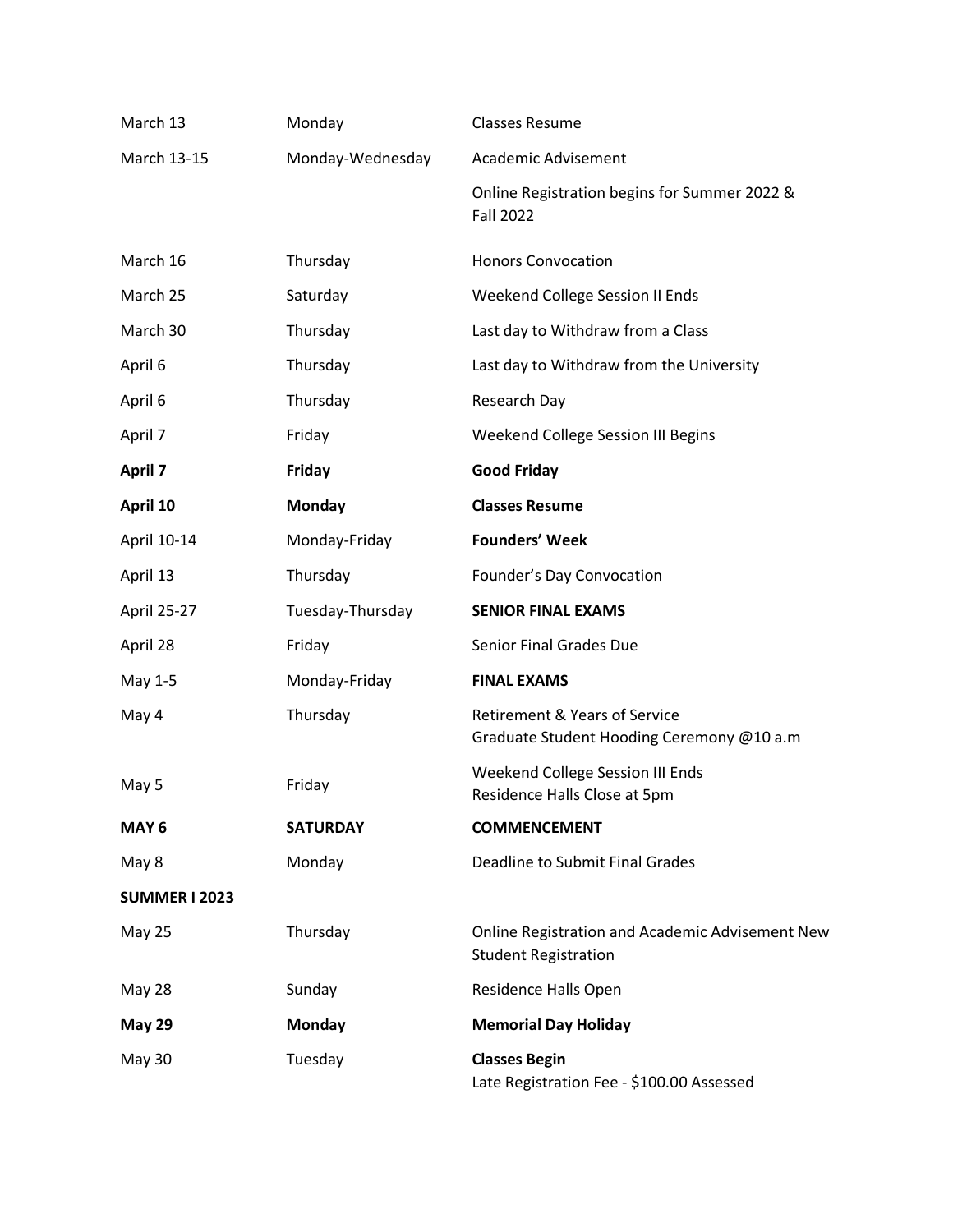| | | |
|---|---|---|
| March 13 | Monday | Classes Resume |
| March 13-15 | Monday-Wednesday | Academic Advisement |
| | | Online Registration begins for Summer 2022 & Fall 2022 |
| March 16 | Thursday | Honors Convocation |
| March 25 | Saturday | Weekend College Session II Ends |
| March 30 | Thursday | Last day to Withdraw from a Class |
| April 6 | Thursday | Last day to Withdraw from the University |
| April 6 | Thursday | Research Day |
| April 7 | Friday | Weekend College Session III Begins |
| **April 7** | **Friday** | **Good Friday** |
| **April 10** | **Monday** | **Classes Resume** |
| April 10-14 | Monday-Friday | **Founders' Week** |
| April 13 | Thursday | Founder's Day Convocation |
| April 25-27 | Tuesday-Thursday | **SENIOR FINAL EXAMS** |
| April 28 | Friday | Senior Final Grades Due |
| May 1-5 | Monday-Friday | **FINAL EXAMS** |
| May 4 | Thursday | Retirement & Years of Service<br>Graduate Student Hooding Ceremony @10 a.m |
| May 5 | Friday | Weekend College Session III Ends<br>Residence Halls Close at 5pm |
| **MAY 6** | **SATURDAY** | **COMMENCEMENT** |
| May 8 | Monday | Deadline to Submit Final Grades |
| **SUMMER I 2023** | | |
| May 25 | Thursday | Online Registration and Academic Advisement New Student Registration |
| May 28 | Sunday | Residence Halls Open |
| **May 29** | **Monday** | **Memorial Day Holiday** |
| May 30 | Tuesday | **Classes Begin**<br>Late Registration Fee - $100.00 Assessed |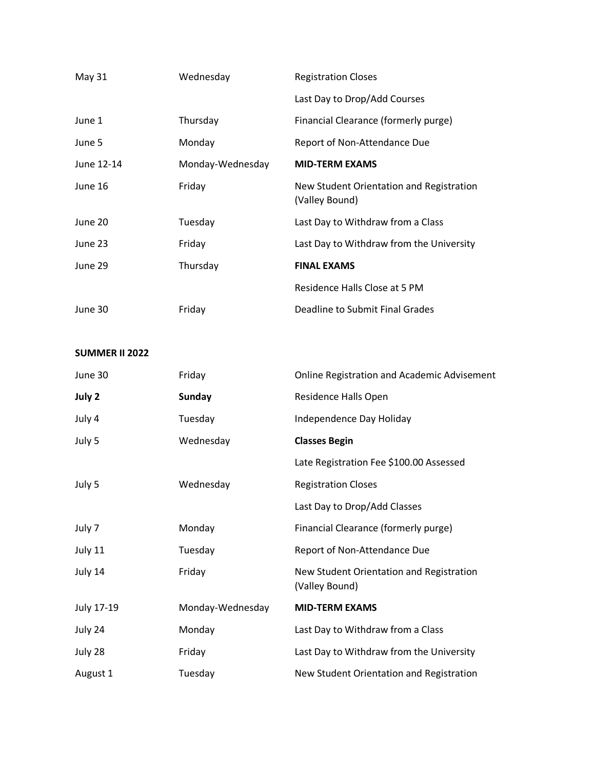| | | |
|---|---|---|
| May 31 | Wednesday | Registration Closes |
| | | Last Day to Drop/Add Courses |
| June 1 | Thursday | Financial Clearance (formerly purge) |
| June 5 | Monday | Report of Non-Attendance Due |
| June 12-14 | Monday-Wednesday | **MID-TERM EXAMS** |
| June 16 | Friday | New Student Orientation and Registration (Valley Bound) |
| June 20 | Tuesday | Last Day to Withdraw from a Class |
| June 23 | Friday | Last Day to Withdraw from the University |
| June 29 | Thursday | **FINAL EXAMS** |
| | | Residence Halls Close at 5 PM |
| June 30 | Friday | Deadline to Submit Final Grades |

**SUMMER II 2022**

| | | |
|---|---|---|
| June 30 | Friday | Online Registration and Academic Advisement |
| **July 2** | **Sunday** | Residence Halls Open |
| July 4 | Tuesday | Independence Day Holiday |
| July 5 | Wednesday | **Classes Begin** |
| | | Late Registration Fee $100.00 Assessed |
| July 5 | Wednesday | Registration Closes |
| | | Last Day to Drop/Add Classes |
| July 7 | Monday | Financial Clearance (formerly purge) |
| July 11 | Tuesday | Report of Non-Attendance Due |
| July 14 | Friday | New Student Orientation and Registration (Valley Bound) |
| July 17-19 | Monday-Wednesday | **MID-TERM EXAMS** |
| July 24 | Monday | Last Day to Withdraw from a Class |
| July 28 | Friday | Last Day to Withdraw from the University |
| August 1 | Tuesday | New Student Orientation and Registration |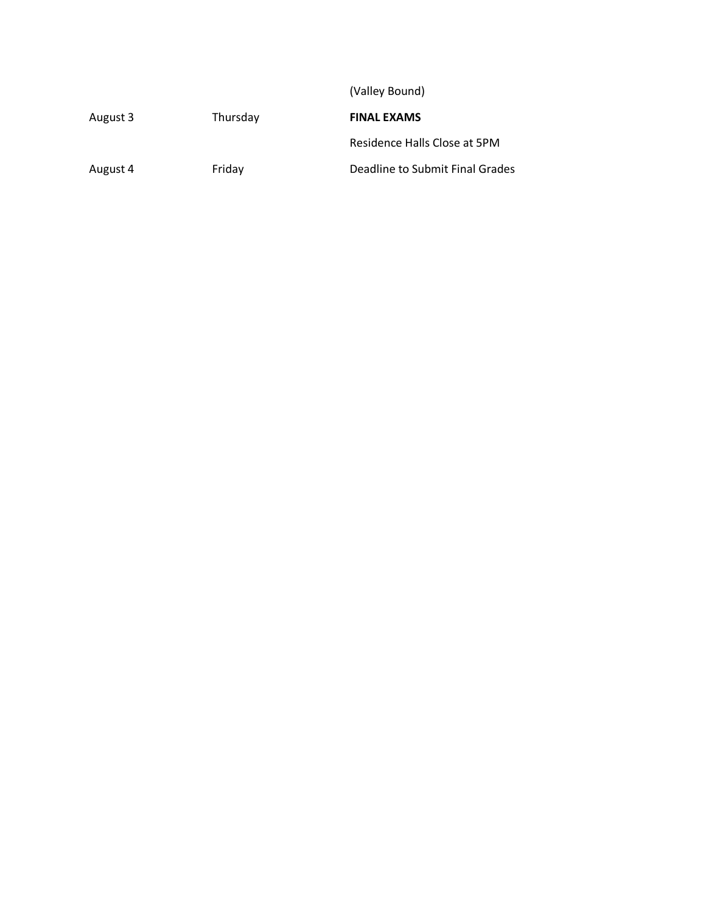| | | |
|---|---|---|
| | | (Valley Bound) |
| August 3 | Thursday | **FINAL EXAMS** |
| | | Residence Halls Close at 5PM |
| August 4 | Friday | Deadline to Submit Final Grades |